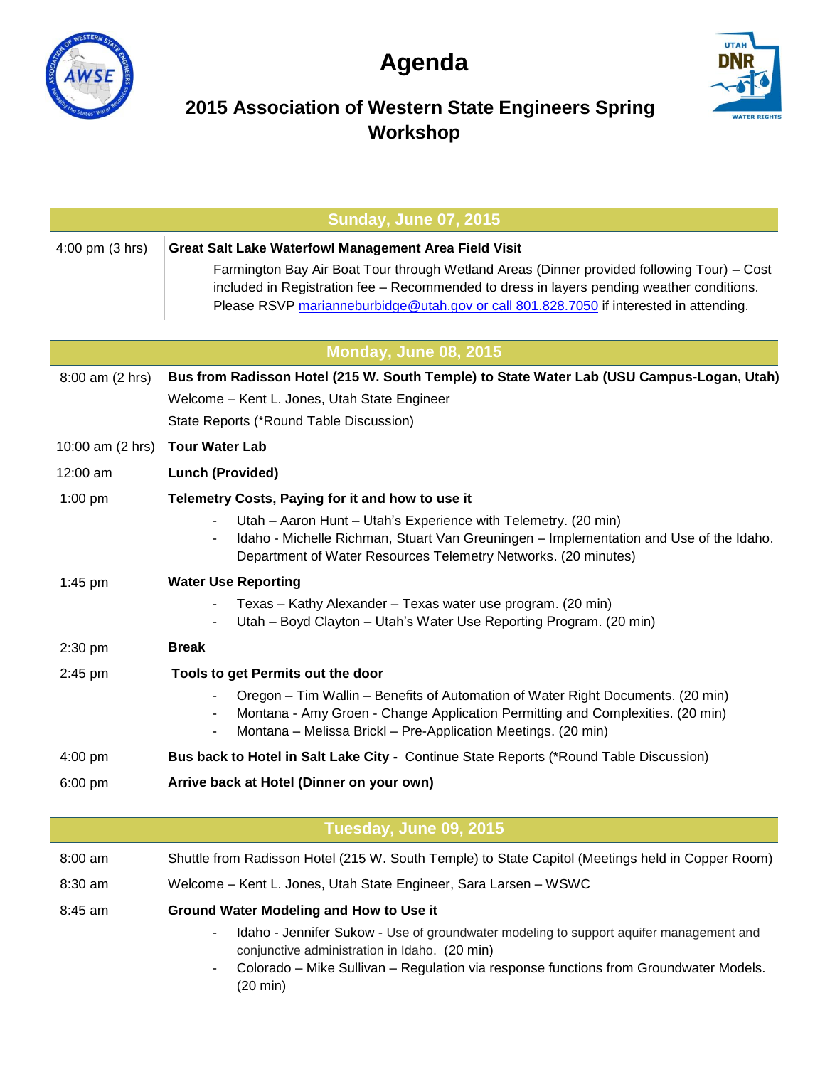# Agenda

## 2015 Association of Western State Engineers Spring Workshop

| Sunday, June 07, 2015 | |
|---|---|
| 4:00 pm (3 hrs) | **Great Salt Lake Waterfowl Management Area Field Visit**<br>Farmington Bay Air Boat Tour through Wetland Areas (Dinner provided following Tour) – Cost included in Registration fee – Recommended to dress in layers pending weather conditions. Please RSVP marianneburbidge@utah.gov or call 801.828.7050 if interested in attending. |

| Monday, June 08, 2015 | |
|---|---|
| 8:00 am (2 hrs) | **Bus from Radisson Hotel (215 W. South Temple) to State Water Lab (USU Campus-Logan, Utah)**<br>Welcome – Kent L. Jones, Utah State Engineer<br>State Reports (*Round Table Discussion) |
| 10:00 am (2 hrs) | **Tour Water Lab** |
| 12:00 am | **Lunch (Provided)** |
| 1:00 pm | **Telemetry Costs, Paying for it and how to use it**<br>- Utah – Aaron Hunt – Utah's Experience with Telemetry. (20 min)<br>- Idaho - Michelle Richman, Stuart Van Greuningen – Implementation and Use of the Idaho. Department of Water Resources Telemetry Networks. (20 minutes) |
| 1:45 pm | **Water Use Reporting**<br>- Texas – Kathy Alexander – Texas water use program. (20 min)<br>- Utah – Boyd Clayton – Utah's Water Use Reporting Program. (20 min) |
| 2:30 pm | **Break** |
| 2:45 pm | **Tools to get Permits out the door**<br>- Oregon – Tim Wallin – Benefits of Automation of Water Right Documents. (20 min)<br>- Montana - Amy Groen - Change Application Permitting and Complexities. (20 min)<br>- Montana – Melissa Brickl – Pre-Application Meetings. (20 min) |
| 4:00 pm | **Bus back to Hotel in Salt Lake City -** Continue State Reports (*Round Table Discussion) |
| 6:00 pm | **Arrive back at Hotel (Dinner on your own)** |

| Tuesday, June 09, 2015 | |
|---|---|
| 8:00 am | Shuttle from Radisson Hotel (215 W. South Temple) to State Capitol (Meetings held in Copper Room) |
| 8:30 am | Welcome – Kent L. Jones, Utah State Engineer, Sara Larsen – WSWC |
| 8:45 am | **Ground Water Modeling and How to Use it**<br>- Idaho - Jennifer Sukow - Use of groundwater modeling to support aquifer management and conjunctive administration in Idaho. (20 min)<br>- Colorado – Mike Sullivan – Regulation via response functions from Groundwater Models. (20 min) |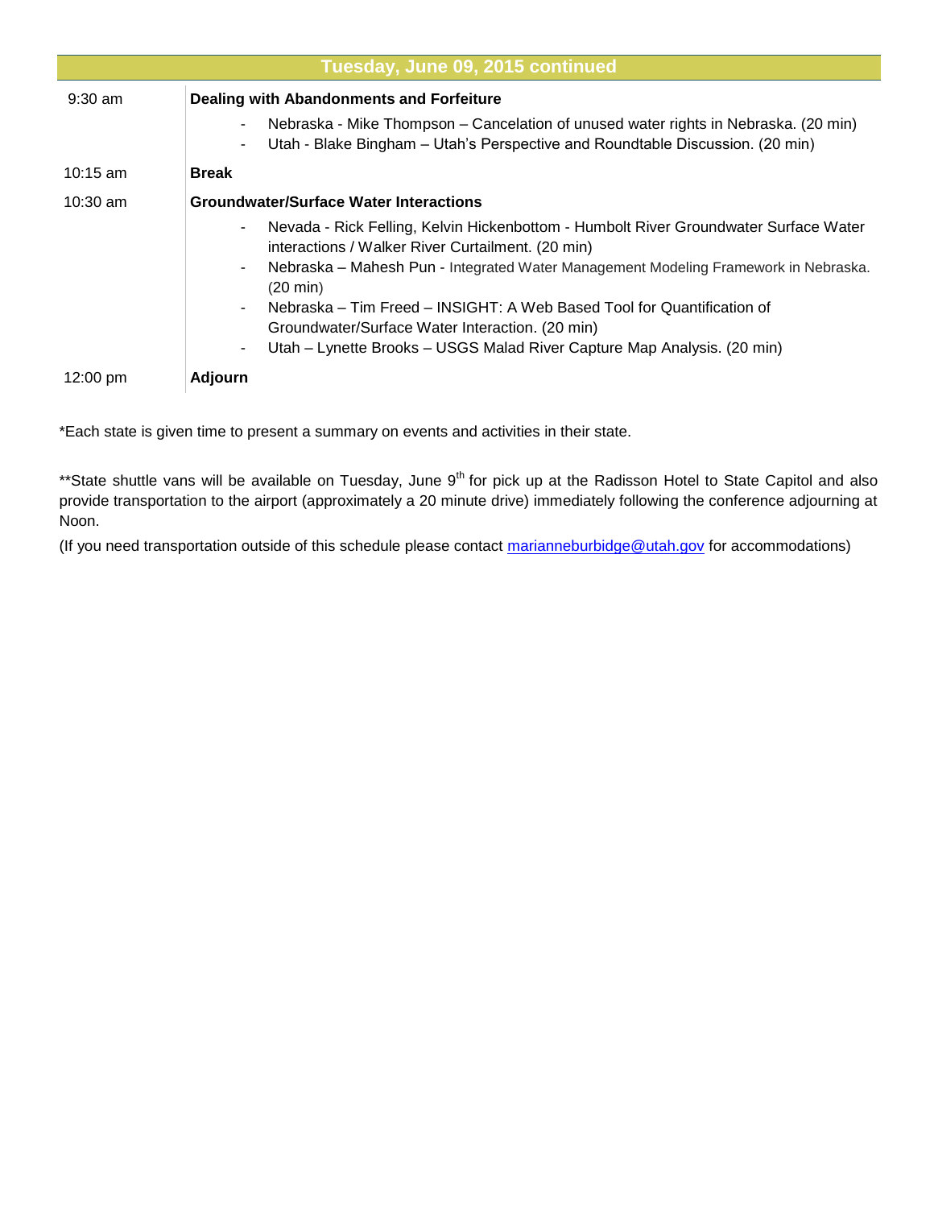## Tuesday, June 09, 2015 continued

| | |
|---|---|
| 9:30 am | **Dealing with Abandonments and Forfeiture**<br>- Nebraska - Mike Thompson – Cancelation of unused water rights in Nebraska. (20 min)<br>- Utah - Blake Bingham – Utah's Perspective and Roundtable Discussion. (20 min) |
| 10:15 am | **Break** |
| 10:30 am | **Groundwater/Surface Water Interactions**<br>- Nevada - Rick Felling, Kelvin Hickenbottom - Humbolt River Groundwater Surface Water interactions / Walker River Curtailment. (20 min)<br>- Nebraska – Mahesh Pun - Integrated Water Management Modeling Framework in Nebraska. (20 min)<br>- Nebraska – Tim Freed – INSIGHT: A Web Based Tool for Quantification of Groundwater/Surface Water Interaction. (20 min)<br>- Utah – Lynette Brooks – USGS Malad River Capture Map Analysis. (20 min) |
| 12:00 pm | **Adjourn** |

*Each state is given time to present a summary on events and activities in their state.

**State shuttle vans will be available on Tuesday, June 9th for pick up at the Radisson Hotel to State Capitol and also provide transportation to the airport (approximately a 20 minute drive) immediately following the conference adjourning at Noon.

(If you need transportation outside of this schedule please contact marianneburbidge@utah.gov for accommodations)